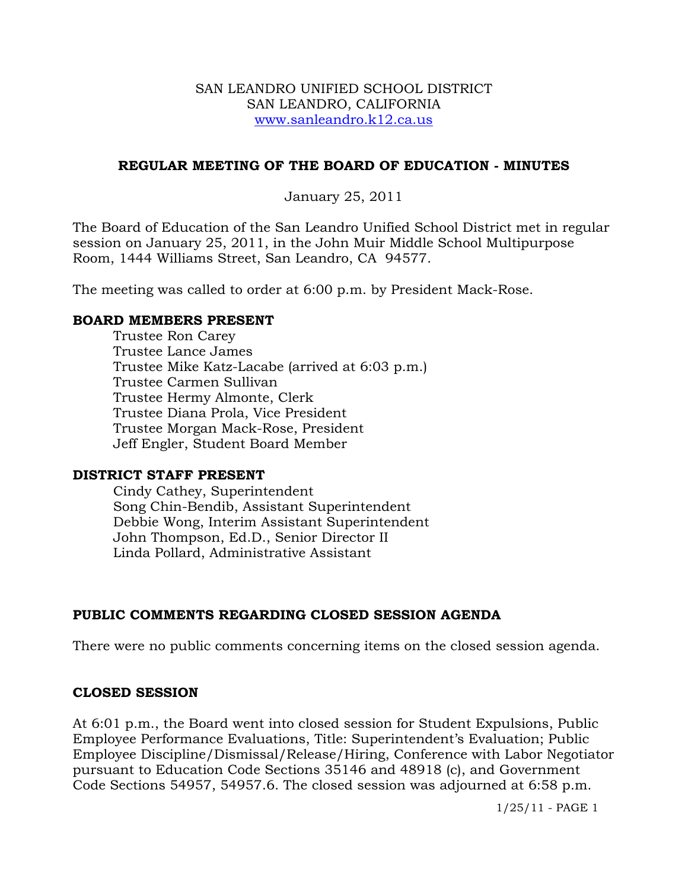SAN LEANDRO UNIFIED SCHOOL DISTRICT
SAN LEANDRO, CALIFORNIA
www.sanleandro.k12.ca.us

# REGULAR MEETING OF THE BOARD OF EDUCATION - MINUTES

January 25, 2011

The Board of Education of the San Leandro Unified School District met in regular session on January 25, 2011, in the John Muir Middle School Multipurpose Room, 1444 Williams Street, San Leandro, CA 94577.

The meeting was called to order at 6:00 p.m. by President Mack-Rose.

## BOARD MEMBERS PRESENT

Trustee Ron Carey
Trustee Lance James
Trustee Mike Katz-Lacabe (arrived at 6:03 p.m.)
Trustee Carmen Sullivan
Trustee Hermy Almonte, Clerk
Trustee Diana Prola, Vice President
Trustee Morgan Mack-Rose, President
Jeff Engler, Student Board Member

## DISTRICT STAFF PRESENT

Cindy Cathey, Superintendent
Song Chin-Bendib, Assistant Superintendent
Debbie Wong, Interim Assistant Superintendent
John Thompson, Ed.D., Senior Director II
Linda Pollard, Administrative Assistant

## PUBLIC COMMENTS REGARDING CLOSED SESSION AGENDA

There were no public comments concerning items on the closed session agenda.

## CLOSED SESSION

At 6:01 p.m., the Board went into closed session for Student Expulsions, Public Employee Performance Evaluations, Title: Superintendent's Evaluation; Public Employee Discipline/Dismissal/Release/Hiring, Conference with Labor Negotiator pursuant to Education Code Sections 35146 and 48918 (c), and Government Code Sections 54957, 54957.6. The closed session was adjourned at 6:58 p.m.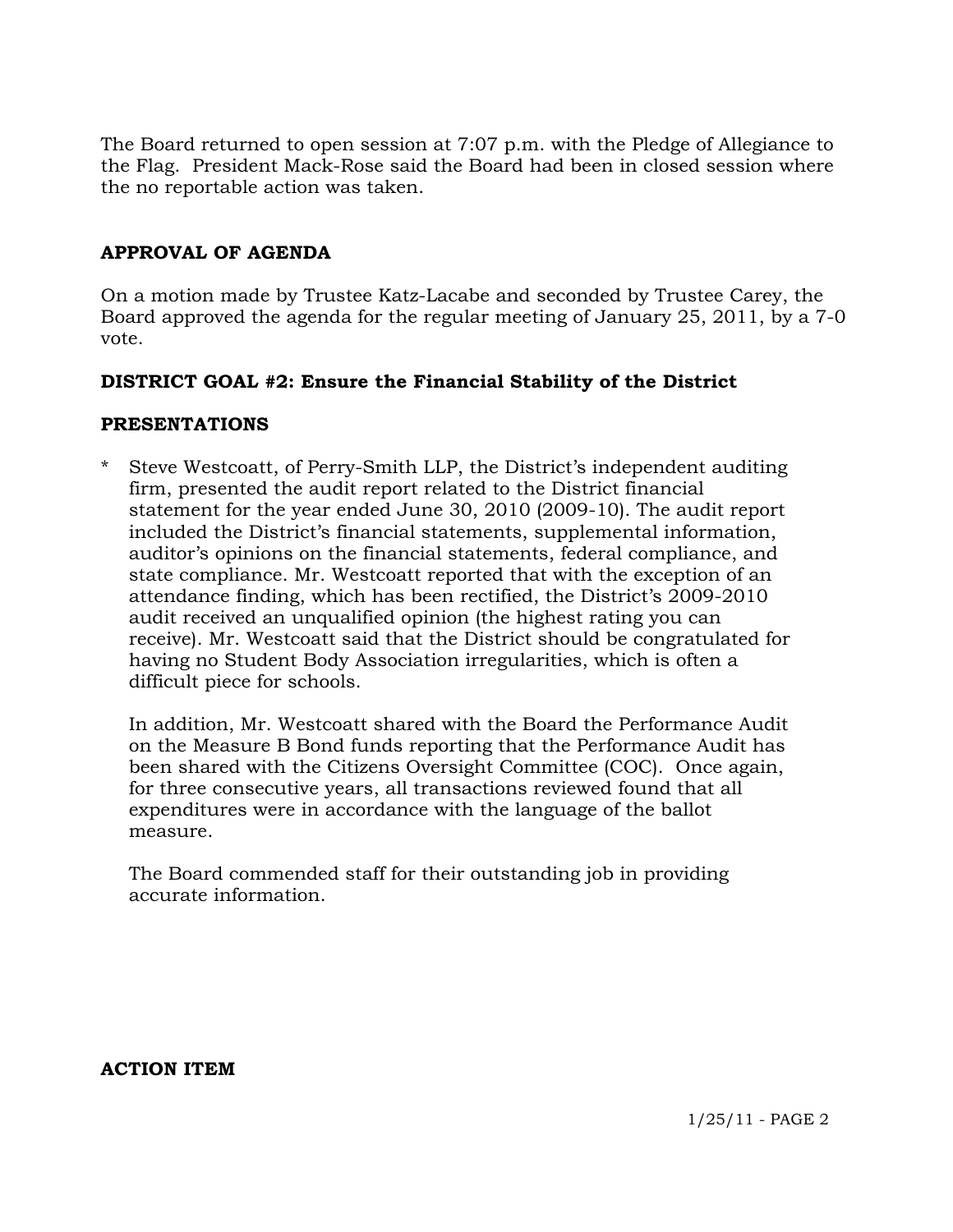The Board returned to open session at 7:07 p.m. with the Pledge of Allegiance to the Flag. President Mack-Rose said the Board had been in closed session where the no reportable action was taken.

**APPROVAL OF AGENDA**

On a motion made by Trustee Katz-Lacabe and seconded by Trustee Carey, the Board approved the agenda for the regular meeting of January 25, 2011, by a 7-0 vote.

**DISTRICT GOAL #2: Ensure the Financial Stability of the District**

**PRESENTATIONS**

* Steve Westcoatt, of Perry-Smith LLP, the District's independent auditing firm, presented the audit report related to the District financial statement for the year ended June 30, 2010 (2009-10). The audit report included the District's financial statements, supplemental information, auditor's opinions on the financial statements, federal compliance, and state compliance. Mr. Westcoatt reported that with the exception of an attendance finding, which has been rectified, the District's 2009-2010 audit received an unqualified opinion (the highest rating you can receive). Mr. Westcoatt said that the District should be congratulated for having no Student Body Association irregularities, which is often a difficult piece for schools.

  In addition, Mr. Westcoatt shared with the Board the Performance Audit on the Measure B Bond funds reporting that the Performance Audit has been shared with the Citizens Oversight Committee (COC). Once again, for three consecutive years, all transactions reviewed found that all expenditures were in accordance with the language of the ballot measure.

  The Board commended staff for their outstanding job in providing accurate information.

**ACTION ITEM**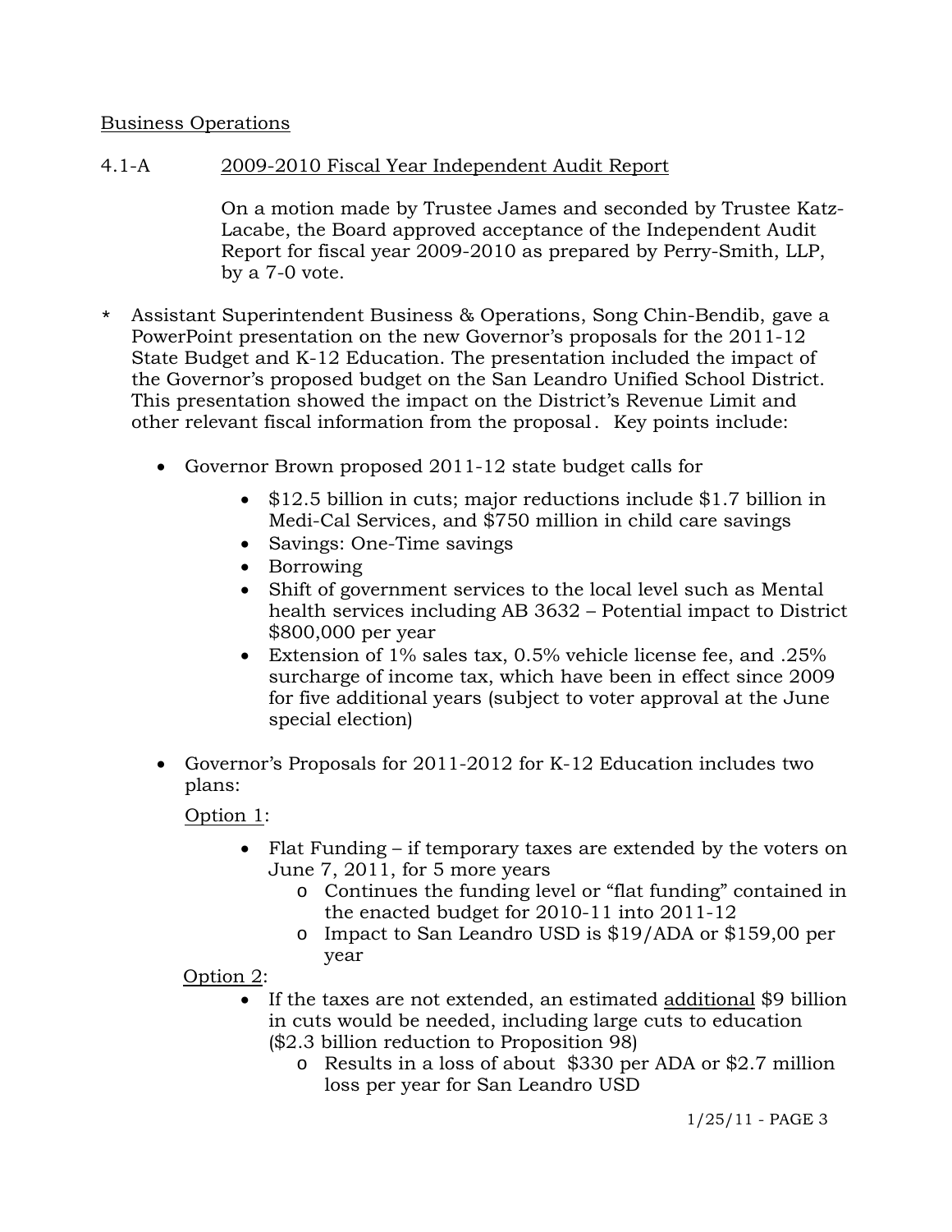Business Operations

4.1-A 2009-2010 Fiscal Year Independent Audit Report

On a motion made by Trustee James and seconded by Trustee Katz-Lacabe, the Board approved acceptance of the Independent Audit Report for fiscal year 2009-2010 as prepared by Perry-Smith, LLP, by a 7-0 vote.

\* Assistant Superintendent Business & Operations, Song Chin-Bendib, gave a PowerPoint presentation on the new Governor's proposals for the 2011-12 State Budget and K-12 Education. The presentation included the impact of the Governor's proposed budget on the San Leandro Unified School District. This presentation showed the impact on the District's Revenue Limit and other relevant fiscal information from the proposal. Key points include:

- Governor Brown proposed 2011-12 state budget calls for
    - $12.5 billion in cuts; major reductions include $1.7 billion in Medi-Cal Services, and $750 million in child care savings
    - Savings: One-Time savings
    - Borrowing
    - Shift of government services to the local level such as Mental health services including AB 3632 – Potential impact to District $800,000 per year
    - Extension of 1% sales tax, 0.5% vehicle license fee, and .25% surcharge of income tax, which have been in effect since 2009 for five additional years (subject to voter approval at the June special election)
- Governor's Proposals for 2011-2012 for K-12 Education includes two plans:

  Option 1:
    - Flat Funding – if temporary taxes are extended by the voters on June 7, 2011, for 5 more years
        - Continues the funding level or "flat funding" contained in the enacted budget for 2010-11 into 2011-12
        - Impact to San Leandro USD is $19/ADA or $159,00 per year

  Option 2:
    - If the taxes are not extended, an estimated additional $9 billion in cuts would be needed, including large cuts to education ($2.3 billion reduction to Proposition 98)
        - Results in a loss of about $330 per ADA or $2.7 million loss per year for San Leandro USD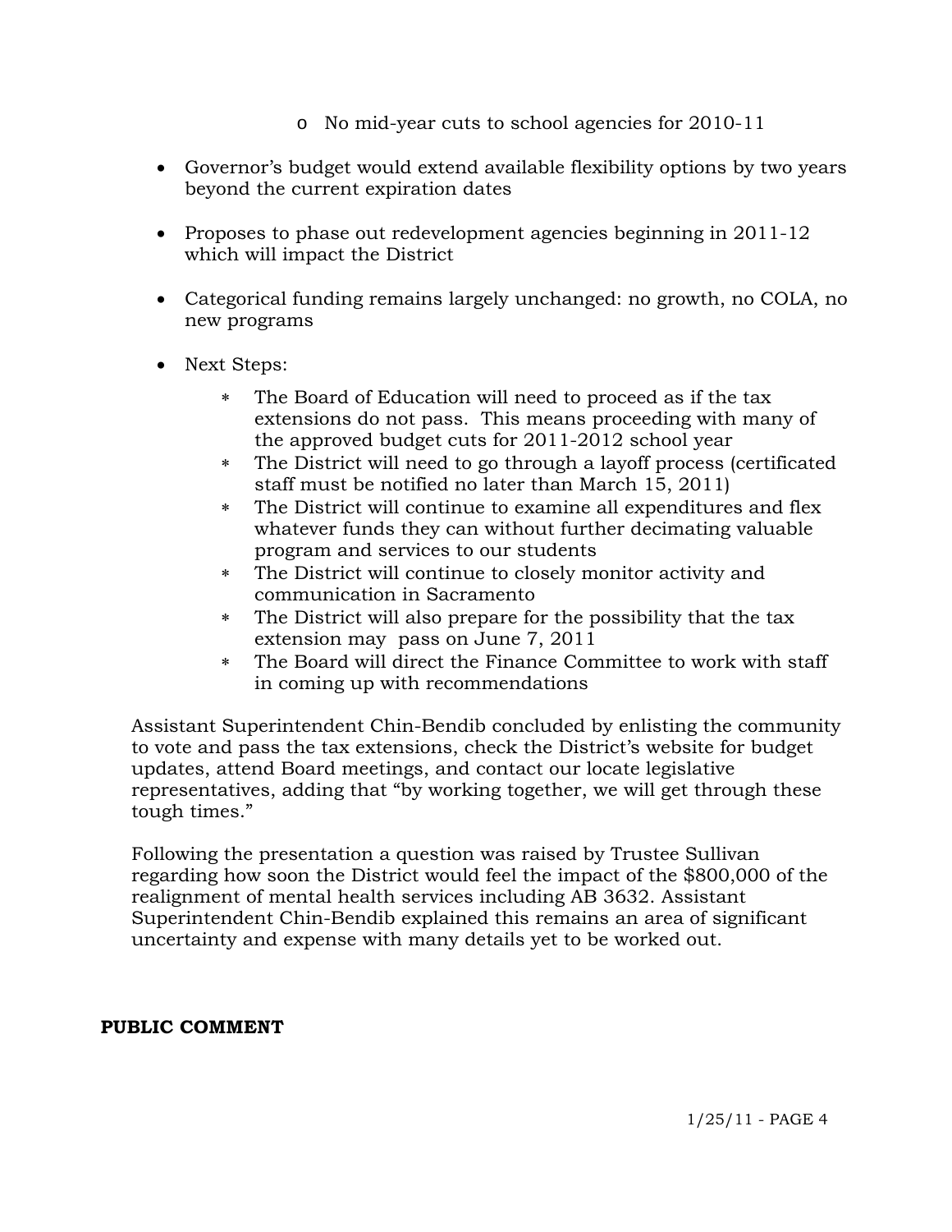- No mid-year cuts to school agencies for 2010-11

- Governor's budget would extend available flexibility options by two years beyond the current expiration dates

- Proposes to phase out redevelopment agencies beginning in 2011-12 which will impact the District

- Categorical funding remains largely unchanged: no growth, no COLA, no new programs

- Next Steps:
    - The Board of Education will need to proceed as if the tax extensions do not pass. This means proceeding with many of the approved budget cuts for 2011-2012 school year
    - The District will need to go through a layoff process (certificated staff must be notified no later than March 15, 2011)
    - The District will continue to examine all expenditures and flex whatever funds they can without further decimating valuable program and services to our students
    - The District will continue to closely monitor activity and communication in Sacramento
    - The District will also prepare for the possibility that the tax extension may pass on June 7, 2011
    - The Board will direct the Finance Committee to work with staff in coming up with recommendations

Assistant Superintendent Chin-Bendib concluded by enlisting the community to vote and pass the tax extensions, check the District's website for budget updates, attend Board meetings, and contact our locate legislative representatives, adding that "by working together, we will get through these tough times."

Following the presentation a question was raised by Trustee Sullivan regarding how soon the District would feel the impact of the $800,000 of the realignment of mental health services including AB 3632. Assistant Superintendent Chin-Bendib explained this remains an area of significant uncertainty and expense with many details yet to be worked out.

**PUBLIC COMMENT**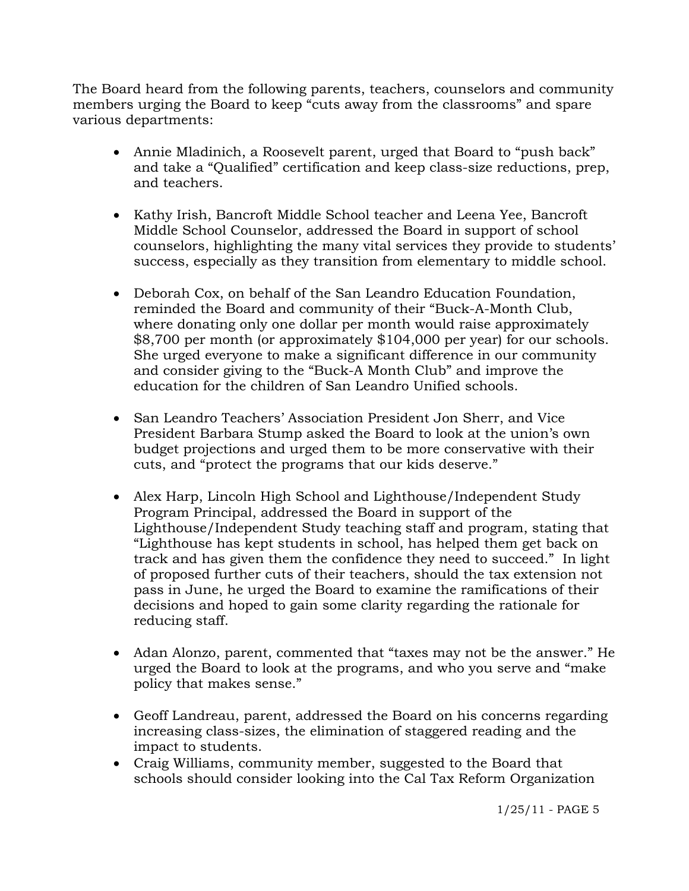The Board heard from the following parents, teachers, counselors and community members urging the Board to keep "cuts away from the classrooms" and spare various departments:

- Annie Mladinich, a Roosevelt parent, urged that Board to "push back" and take a "Qualified" certification and keep class-size reductions, prep, and teachers.

- Kathy Irish, Bancroft Middle School teacher and Leena Yee, Bancroft Middle School Counselor, addressed the Board in support of school counselors, highlighting the many vital services they provide to students' success, especially as they transition from elementary to middle school.

- Deborah Cox, on behalf of the San Leandro Education Foundation, reminded the Board and community of their "Buck-A-Month Club, where donating only one dollar per month would raise approximately $8,700 per month (or approximately $104,000 per year) for our schools. She urged everyone to make a significant difference in our community and consider giving to the "Buck-A Month Club" and improve the education for the children of San Leandro Unified schools.

- San Leandro Teachers' Association President Jon Sherr, and Vice President Barbara Stump asked the Board to look at the union's own budget projections and urged them to be more conservative with their cuts, and "protect the programs that our kids deserve."

- Alex Harp, Lincoln High School and Lighthouse/Independent Study Program Principal, addressed the Board in support of the Lighthouse/Independent Study teaching staff and program, stating that "Lighthouse has kept students in school, has helped them get back on track and has given them the confidence they need to succeed." In light of proposed further cuts of their teachers, should the tax extension not pass in June, he urged the Board to examine the ramifications of their decisions and hoped to gain some clarity regarding the rationale for reducing staff.

- Adan Alonzo, parent, commented that "taxes may not be the answer." He urged the Board to look at the programs, and who you serve and "make policy that makes sense."

- Geoff Landreau, parent, addressed the Board on his concerns regarding increasing class-sizes, the elimination of staggered reading and the impact to students.
- Craig Williams, community member, suggested to the Board that schools should consider looking into the Cal Tax Reform Organization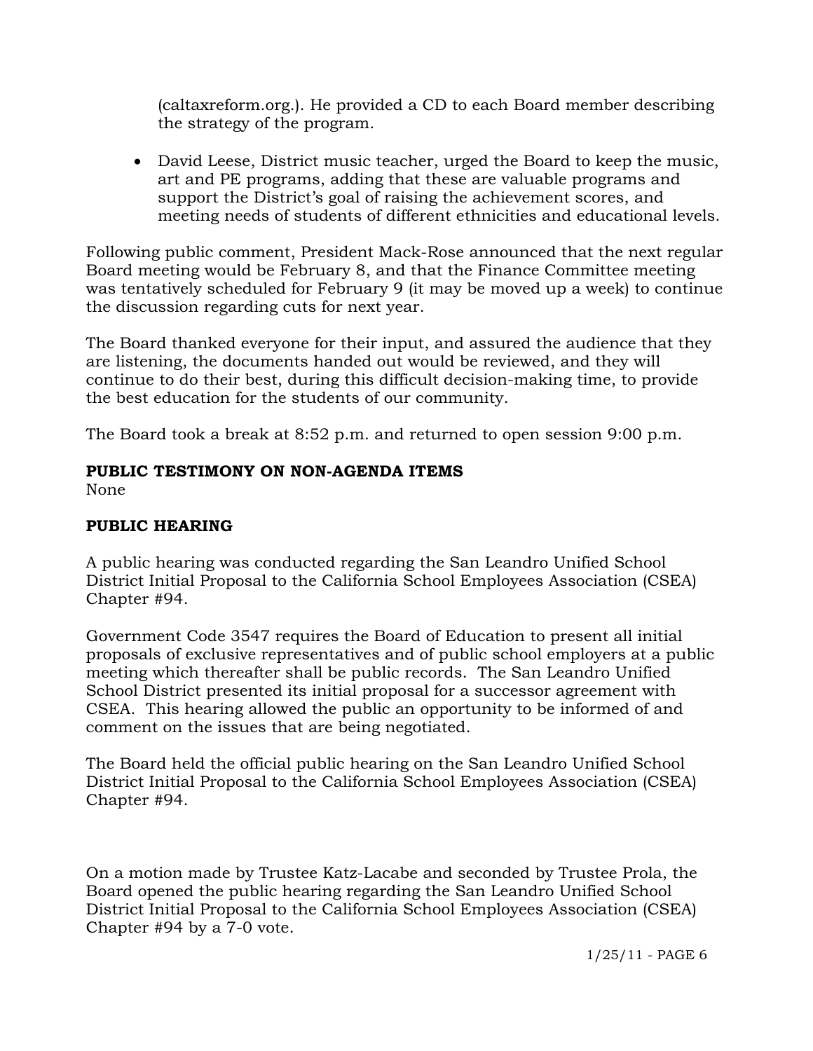(caltaxreform.org.). He provided a CD to each Board member describing the strategy of the program.

- David Leese, District music teacher, urged the Board to keep the music, art and PE programs, adding that these are valuable programs and support the District's goal of raising the achievement scores, and meeting needs of students of different ethnicities and educational levels.

Following public comment, President Mack-Rose announced that the next regular Board meeting would be February 8, and that the Finance Committee meeting was tentatively scheduled for February 9 (it may be moved up a week) to continue the discussion regarding cuts for next year.

The Board thanked everyone for their input, and assured the audience that they are listening, the documents handed out would be reviewed, and they will continue to do their best, during this difficult decision-making time, to provide the best education for the students of our community.

The Board took a break at 8:52 p.m. and returned to open session 9:00 p.m.

**PUBLIC TESTIMONY ON NON-AGENDA ITEMS**

None

**PUBLIC HEARING**

A public hearing was conducted regarding the San Leandro Unified School District Initial Proposal to the California School Employees Association (CSEA) Chapter #94.

Government Code 3547 requires the Board of Education to present all initial proposals of exclusive representatives and of public school employers at a public meeting which thereafter shall be public records. The San Leandro Unified School District presented its initial proposal for a successor agreement with CSEA. This hearing allowed the public an opportunity to be informed of and comment on the issues that are being negotiated.

The Board held the official public hearing on the San Leandro Unified School District Initial Proposal to the California School Employees Association (CSEA) Chapter #94.

On a motion made by Trustee Katz-Lacabe and seconded by Trustee Prola, the Board opened the public hearing regarding the San Leandro Unified School District Initial Proposal to the California School Employees Association (CSEA) Chapter #94 by a 7-0 vote.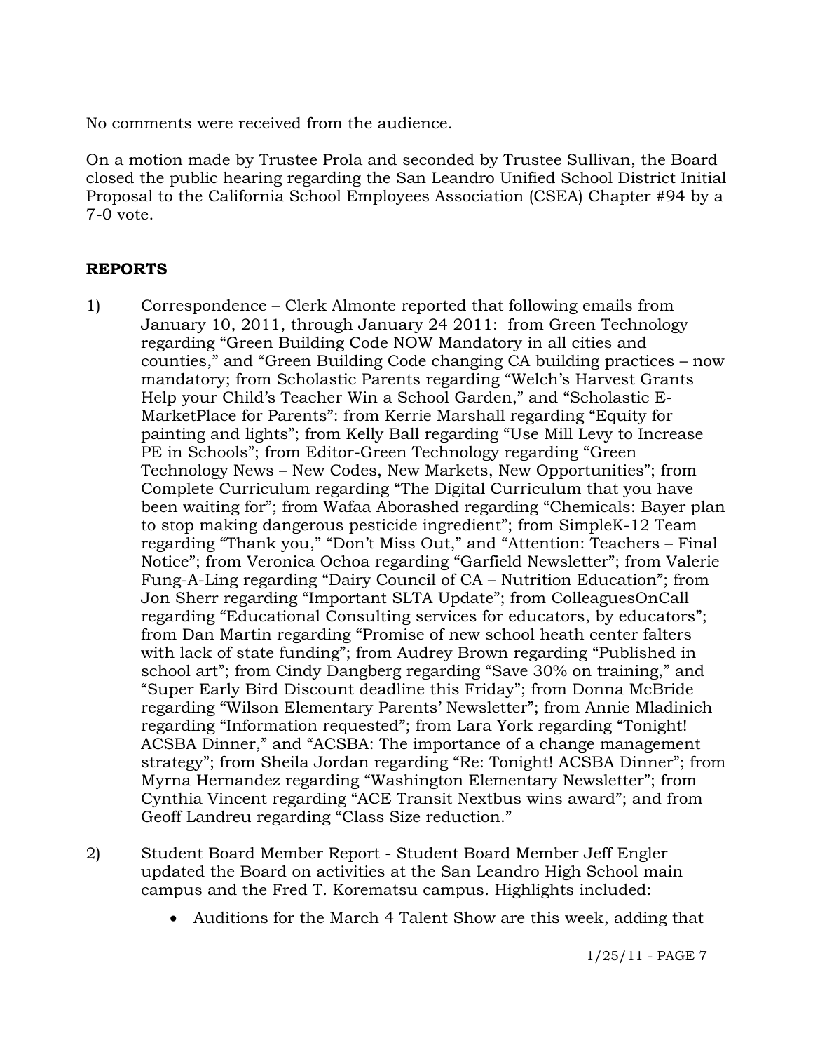No comments were received from the audience.

On a motion made by Trustee Prola and seconded by Trustee Sullivan, the Board closed the public hearing regarding the San Leandro Unified School District Initial Proposal to the California School Employees Association (CSEA) Chapter #94 by a 7-0 vote.

**REPORTS**

1) Correspondence – Clerk Almonte reported that following emails from January 10, 2011, through January 24 2011: from Green Technology regarding "Green Building Code NOW Mandatory in all cities and counties," and "Green Building Code changing CA building practices – now mandatory; from Scholastic Parents regarding "Welch's Harvest Grants Help your Child's Teacher Win a School Garden," and "Scholastic E-MarketPlace for Parents": from Kerrie Marshall regarding "Equity for painting and lights"; from Kelly Ball regarding "Use Mill Levy to Increase PE in Schools"; from Editor-Green Technology regarding "Green Technology News – New Codes, New Markets, New Opportunities"; from Complete Curriculum regarding "The Digital Curriculum that you have been waiting for"; from Wafaa Aborashed regarding "Chemicals: Bayer plan to stop making dangerous pesticide ingredient"; from SimpleK-12 Team regarding "Thank you," "Don't Miss Out," and "Attention: Teachers – Final Notice"; from Veronica Ochoa regarding "Garfield Newsletter"; from Valerie Fung-A-Ling regarding "Dairy Council of CA – Nutrition Education"; from Jon Sherr regarding "Important SLTA Update"; from ColleaguesOnCall regarding "Educational Consulting services for educators, by educators"; from Dan Martin regarding "Promise of new school heath center falters with lack of state funding"; from Audrey Brown regarding "Published in school art"; from Cindy Dangberg regarding "Save 30% on training," and "Super Early Bird Discount deadline this Friday"; from Donna McBride regarding "Wilson Elementary Parents' Newsletter"; from Annie Mladinich regarding "Information requested"; from Lara York regarding "Tonight! ACSBA Dinner," and "ACSBA: The importance of a change management strategy"; from Sheila Jordan regarding "Re: Tonight! ACSBA Dinner"; from Myrna Hernandez regarding "Washington Elementary Newsletter"; from Cynthia Vincent regarding "ACE Transit Nextbus wins award"; and from Geoff Landreu regarding "Class Size reduction."

2) Student Board Member Report - Student Board Member Jeff Engler updated the Board on activities at the San Leandro High School main campus and the Fred T. Korematsu campus. Highlights included:

   - Auditions for the March 4 Talent Show are this week, adding that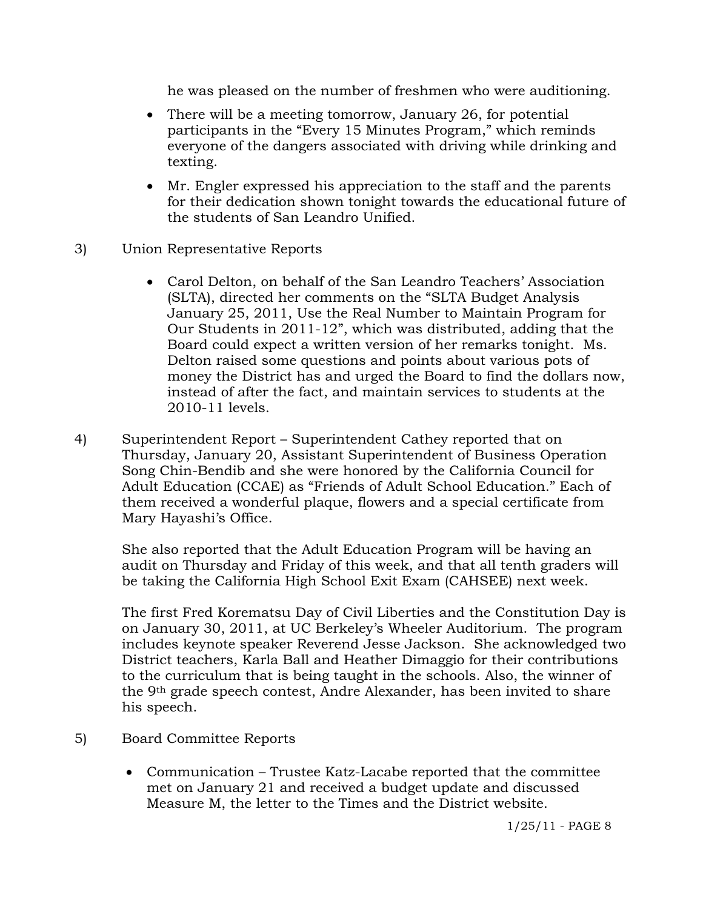he was pleased on the number of freshmen who were auditioning.

- There will be a meeting tomorrow, January 26, for potential participants in the "Every 15 Minutes Program," which reminds everyone of the dangers associated with driving while drinking and texting.
- Mr. Engler expressed his appreciation to the staff and the parents for their dedication shown tonight towards the educational future of the students of San Leandro Unified.

3) Union Representative Reports

- Carol Delton, on behalf of the San Leandro Teachers' Association (SLTA), directed her comments on the "SLTA Budget Analysis January 25, 2011, Use the Real Number to Maintain Program for Our Students in 2011-12", which was distributed, adding that the Board could expect a written version of her remarks tonight. Ms. Delton raised some questions and points about various pots of money the District has and urged the Board to find the dollars now, instead of after the fact, and maintain services to students at the 2010-11 levels.

4) Superintendent Report – Superintendent Cathey reported that on Thursday, January 20, Assistant Superintendent of Business Operation Song Chin-Bendib and she were honored by the California Council for Adult Education (CCAE) as "Friends of Adult School Education." Each of them received a wonderful plaque, flowers and a special certificate from Mary Hayashi's Office.

   She also reported that the Adult Education Program will be having an audit on Thursday and Friday of this week, and that all tenth graders will be taking the California High School Exit Exam (CAHSEE) next week.

   The first Fred Korematsu Day of Civil Liberties and the Constitution Day is on January 30, 2011, at UC Berkeley's Wheeler Auditorium. The program includes keynote speaker Reverend Jesse Jackson. She acknowledged two District teachers, Karla Ball and Heather Dimaggio for their contributions to the curriculum that is being taught in the schools. Also, the winner of the 9th grade speech contest, Andre Alexander, has been invited to share his speech.

5) Board Committee Reports

- Communication – Trustee Katz-Lacabe reported that the committee met on January 21 and received a budget update and discussed Measure M, the letter to the Times and the District website.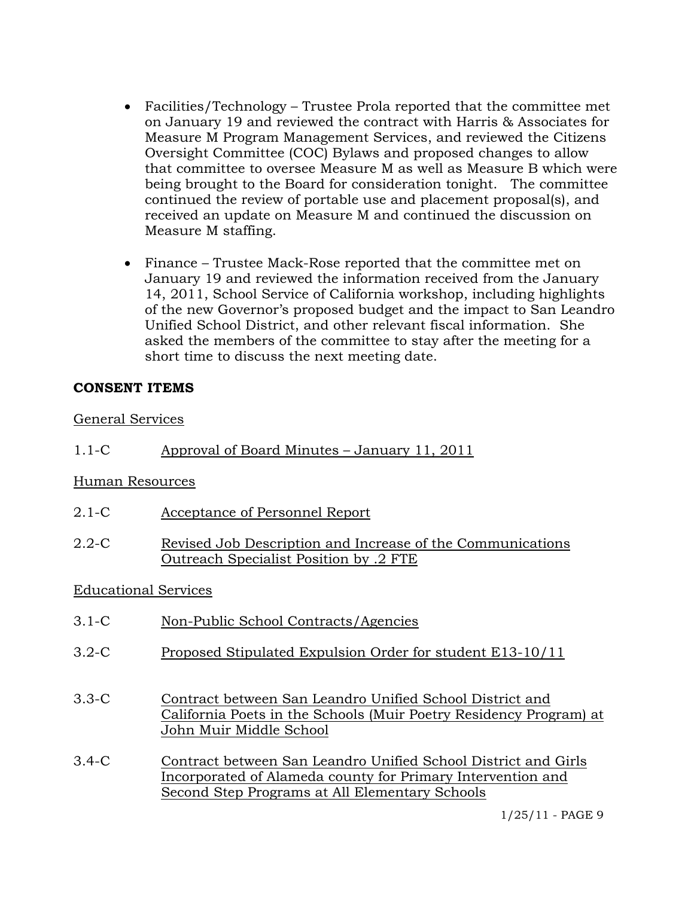- Facilities/Technology – Trustee Prola reported that the committee met on January 19 and reviewed the contract with Harris & Associates for Measure M Program Management Services, and reviewed the Citizens Oversight Committee (COC) Bylaws and proposed changes to allow that committee to oversee Measure M as well as Measure B which were being brought to the Board for consideration tonight. The committee continued the review of portable use and placement proposal(s), and received an update on Measure M and continued the discussion on Measure M staffing.

- Finance – Trustee Mack-Rose reported that the committee met on January 19 and reviewed the information received from the January 14, 2011, School Service of California workshop, including highlights of the new Governor's proposed budget and the impact to San Leandro Unified School District, and other relevant fiscal information. She asked the members of the committee to stay after the meeting for a short time to discuss the next meeting date.

**CONSENT ITEMS**

General Services

1.1-C Approval of Board Minutes – January 11, 2011

Human Resources

2.1-C Acceptance of Personnel Report

2.2-C Revised Job Description and Increase of the Communications Outreach Specialist Position by .2 FTE

Educational Services

3.1-C Non-Public School Contracts/Agencies

3.2-C Proposed Stipulated Expulsion Order for student E13-10/11

3.3-C Contract between San Leandro Unified School District and California Poets in the Schools (Muir Poetry Residency Program) at John Muir Middle School

3.4-C Contract between San Leandro Unified School District and Girls Incorporated of Alameda county for Primary Intervention and Second Step Programs at All Elementary Schools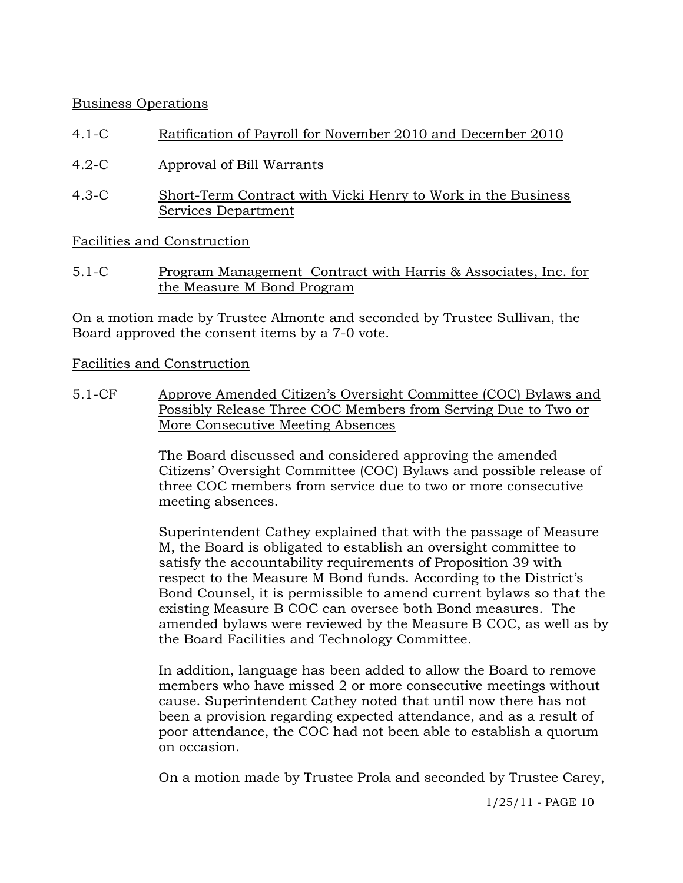<u>Business Operations</u>

4.1-C <u>Ratification of Payroll for November 2010 and December 2010</u>

4.2-C <u>Approval of Bill Warrants</u>

4.3-C <u>Short-Term Contract with Vicki Henry to Work in the Business Services Department</u>

<u>Facilities and Construction</u>

5.1-C <u>Program Management  Contract with Harris & Associates, Inc. for the Measure M Bond Program</u>

On a motion made by Trustee Almonte and seconded by Trustee Sullivan, the Board approved the consent items by a 7-0 vote.

<u>Facilities and Construction</u>

5.1-CF <u>Approve Amended Citizen's Oversight Committee (COC) Bylaws and Possibly Release Three COC Members from Serving Due to Two or More Consecutive Meeting Absences</u>

The Board discussed and considered approving the amended Citizens' Oversight Committee (COC) Bylaws and possible release of three COC members from service due to two or more consecutive meeting absences.

Superintendent Cathey explained that with the passage of Measure M, the Board is obligated to establish an oversight committee to satisfy the accountability requirements of Proposition 39 with respect to the Measure M Bond funds. According to the District's Bond Counsel, it is permissible to amend current bylaws so that the existing Measure B COC can oversee both Bond measures. The amended bylaws were reviewed by the Measure B COC, as well as by the Board Facilities and Technology Committee.

In addition, language has been added to allow the Board to remove members who have missed 2 or more consecutive meetings without cause. Superintendent Cathey noted that until now there has not been a provision regarding expected attendance, and as a result of poor attendance, the COC had not been able to establish a quorum on occasion.

On a motion made by Trustee Prola and seconded by Trustee Carey,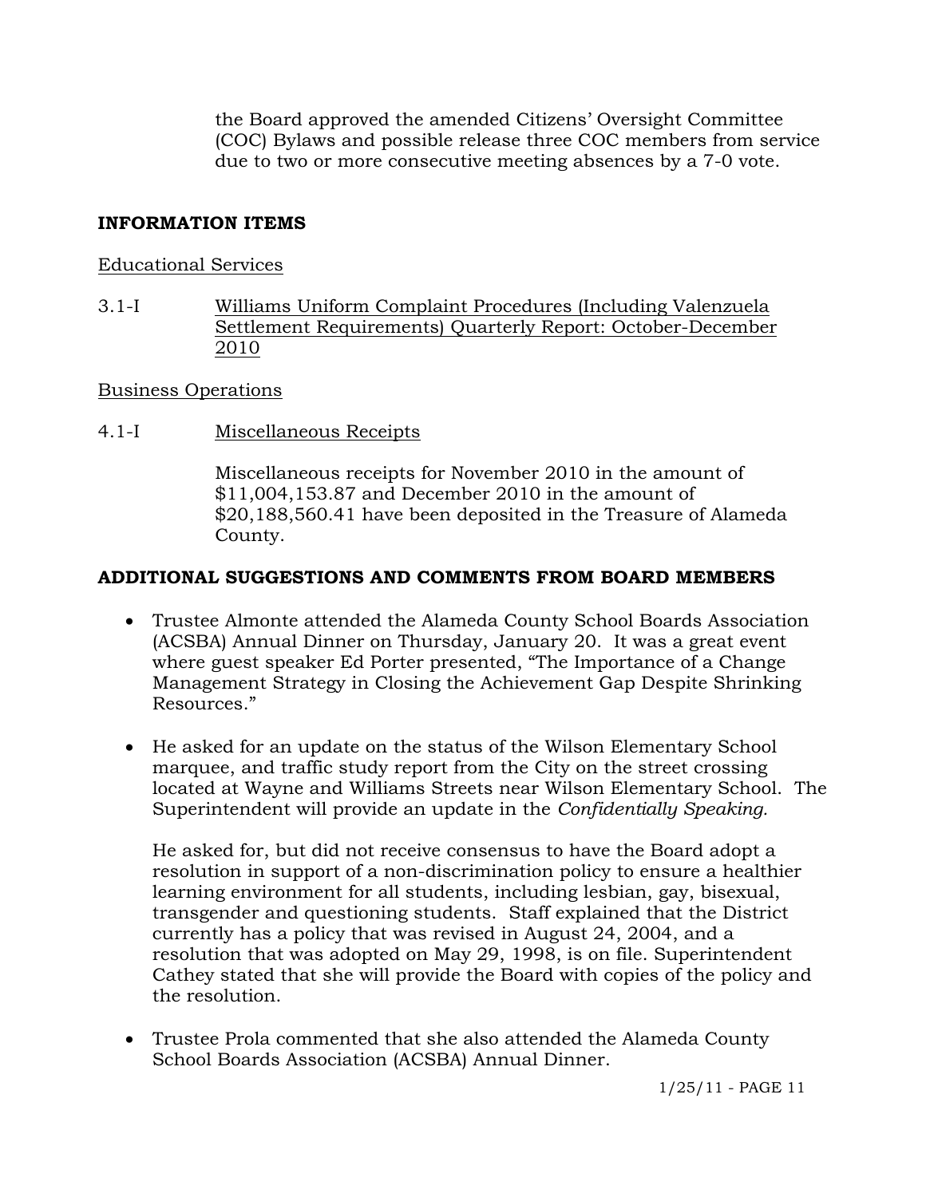the Board approved the amended Citizens' Oversight Committee (COC) Bylaws and possible release three COC members from service due to two or more consecutive meeting absences by a 7-0 vote.

## INFORMATION ITEMS

Educational Services

3.1-I Williams Uniform Complaint Procedures (Including Valenzuela Settlement Requirements) Quarterly Report: October-December 2010

Business Operations

4.1-I Miscellaneous Receipts

Miscellaneous receipts for November 2010 in the amount of $11,004,153.87 and December 2010 in the amount of $20,188,560.41 have been deposited in the Treasure of Alameda County.

## ADDITIONAL SUGGESTIONS AND COMMENTS FROM BOARD MEMBERS

- Trustee Almonte attended the Alameda County School Boards Association (ACSBA) Annual Dinner on Thursday, January 20. It was a great event where guest speaker Ed Porter presented, "The Importance of a Change Management Strategy in Closing the Achievement Gap Despite Shrinking Resources."

- He asked for an update on the status of the Wilson Elementary School marquee, and traffic study report from the City on the street crossing located at Wayne and Williams Streets near Wilson Elementary School. The Superintendent will provide an update in the *Confidentially Speaking.*

  He asked for, but did not receive consensus to have the Board adopt a resolution in support of a non-discrimination policy to ensure a healthier learning environment for all students, including lesbian, gay, bisexual, transgender and questioning students. Staff explained that the District currently has a policy that was revised in August 24, 2004, and a resolution that was adopted on May 29, 1998, is on file. Superintendent Cathey stated that she will provide the Board with copies of the policy and the resolution.

- Trustee Prola commented that she also attended the Alameda County School Boards Association (ACSBA) Annual Dinner.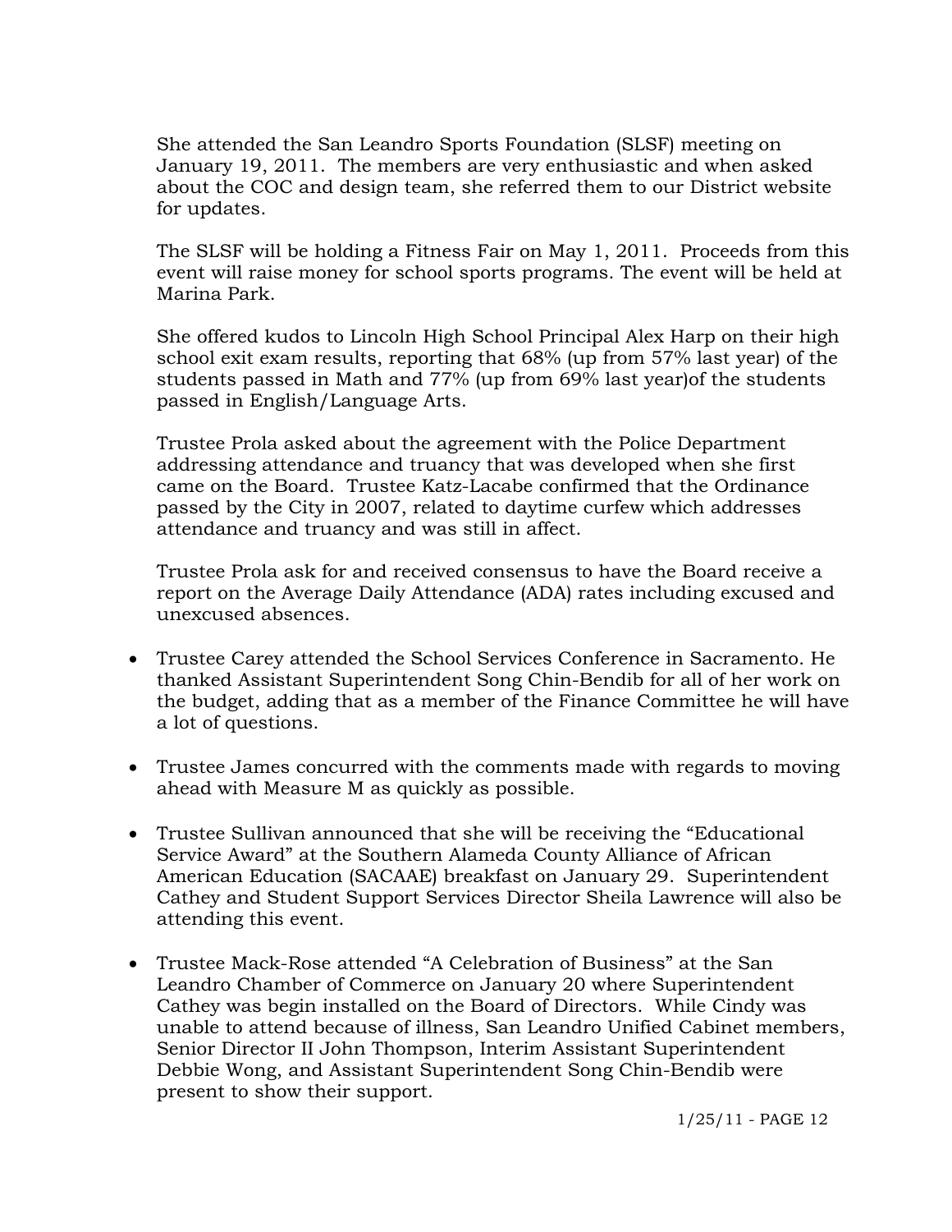She attended the San Leandro Sports Foundation (SLSF) meeting on January 19, 2011. The members are very enthusiastic and when asked about the COC and design team, she referred them to our District website for updates.

The SLSF will be holding a Fitness Fair on May 1, 2011. Proceeds from this event will raise money for school sports programs. The event will be held at Marina Park.

She offered kudos to Lincoln High School Principal Alex Harp on their high school exit exam results, reporting that 68% (up from 57% last year) of the students passed in Math and 77% (up from 69% last year)of the students passed in English/Language Arts.

Trustee Prola asked about the agreement with the Police Department addressing attendance and truancy that was developed when she first came on the Board. Trustee Katz-Lacabe confirmed that the Ordinance passed by the City in 2007, related to daytime curfew which addresses attendance and truancy and was still in affect.

Trustee Prola ask for and received consensus to have the Board receive a report on the Average Daily Attendance (ADA) rates including excused and unexcused absences.

- Trustee Carey attended the School Services Conference in Sacramento. He thanked Assistant Superintendent Song Chin-Bendib for all of her work on the budget, adding that as a member of the Finance Committee he will have a lot of questions.

- Trustee James concurred with the comments made with regards to moving ahead with Measure M as quickly as possible.

- Trustee Sullivan announced that she will be receiving the "Educational Service Award" at the Southern Alameda County Alliance of African American Education (SACAAE) breakfast on January 29. Superintendent Cathey and Student Support Services Director Sheila Lawrence will also be attending this event.

- Trustee Mack-Rose attended "A Celebration of Business" at the San Leandro Chamber of Commerce on January 20 where Superintendent Cathey was begin installed on the Board of Directors. While Cindy was unable to attend because of illness, San Leandro Unified Cabinet members, Senior Director II John Thompson, Interim Assistant Superintendent Debbie Wong, and Assistant Superintendent Song Chin-Bendib were present to show their support.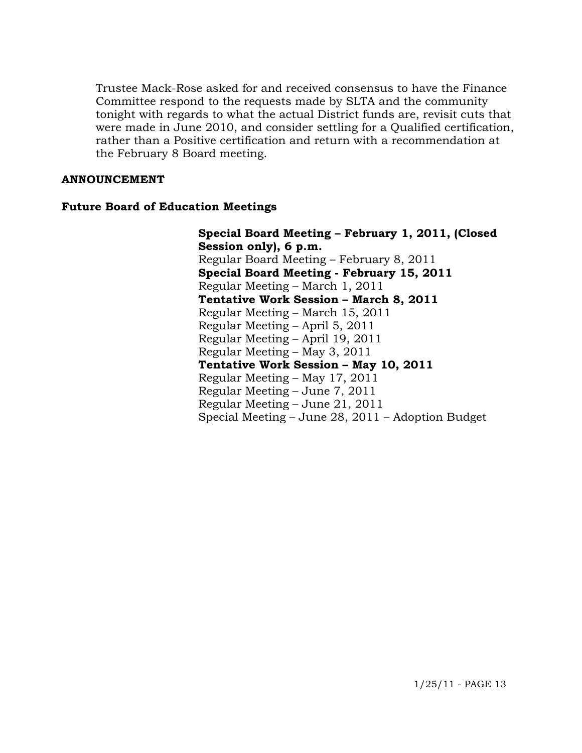Trustee Mack-Rose asked for and received consensus to have the Finance Committee respond to the requests made by SLTA and the community tonight with regards to what the actual District funds are, revisit cuts that were made in June 2010, and consider settling for a Qualified certification, rather than a Positive certification and return with a recommendation at the February 8 Board meeting.

**ANNOUNCEMENT**

**Future Board of Education Meetings**

**Special Board Meeting – February 1, 2011, (Closed Session only), 6 p.m.**
Regular Board Meeting – February 8, 2011
**Special Board Meeting - February 15, 2011**
Regular Meeting – March 1, 2011
**Tentative Work Session – March 8, 2011**
Regular Meeting – March 15, 2011
Regular Meeting – April 5, 2011
Regular Meeting – April 19, 2011
Regular Meeting – May 3, 2011
**Tentative Work Session – May 10, 2011**
Regular Meeting – May 17, 2011
Regular Meeting – June 7, 2011
Regular Meeting – June 21, 2011
Special Meeting – June 28, 2011 – Adoption Budget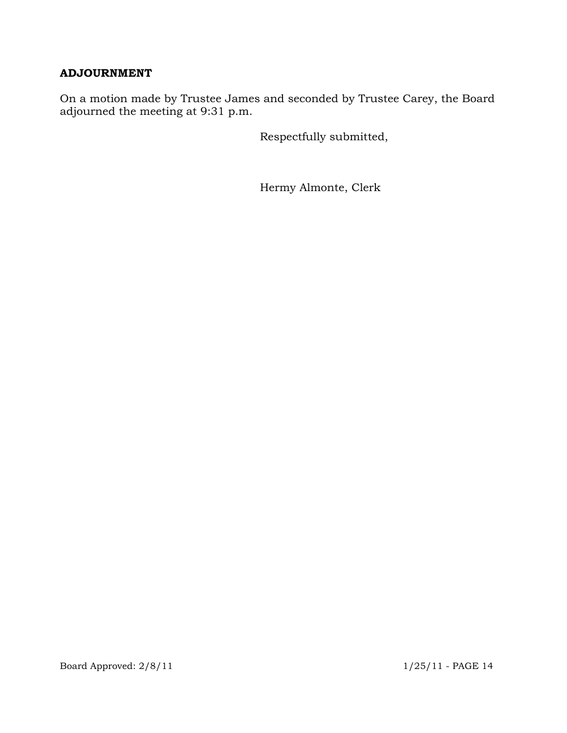**ADJOURNMENT**

On a motion made by Trustee James and seconded by Trustee Carey, the Board adjourned the meeting at 9:31 p.m.

Respectfully submitted,

Hermy Almonte, Clerk

Board Approved: 2/8/11